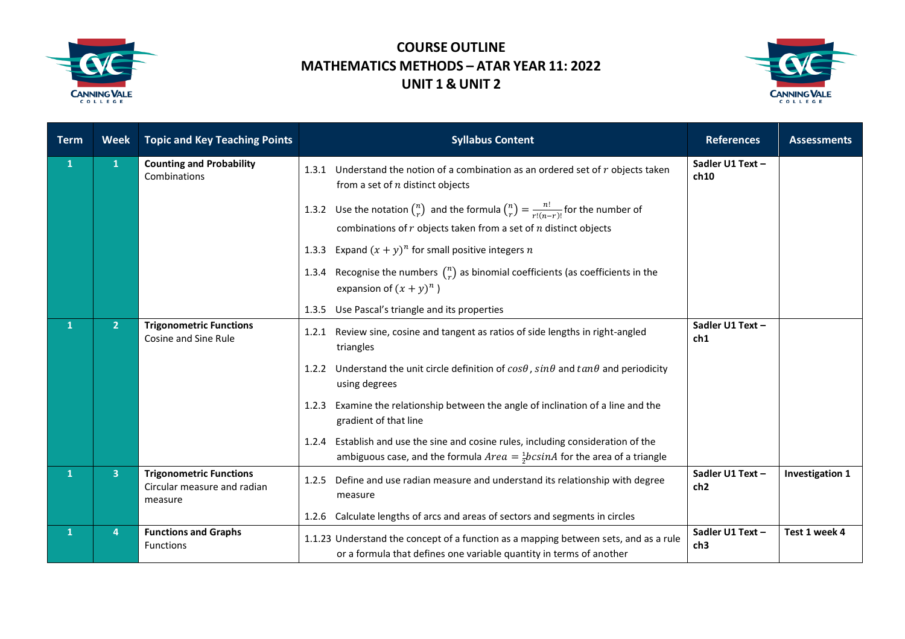# COURSE OUTLINE
# MATHEMATICS METHODS – ATAR YEAR 11: 2022
# UNIT 1 & UNIT 2

| Term | Week | Topic and Key Teaching Points | Syllabus Content | References | Assessments |
|---|---|---|---|---|---|
| 1 | 1 | **Counting and Probability** Combinations | 1.3.1 Understand the notion of a combination as an ordered set of $r$ objects taken from a set of $n$ distinct objects<br>1.3.2 Use the notation $\binom{n}{r}$ and the formula $\binom{n}{r} = \frac{n!}{r!(n-r)!}$ for the number of combinations of $r$ objects taken from a set of $n$ distinct objects<br>1.3.3 Expand $(x+y)^n$ for small positive integers $n$<br>1.3.4 Recognise the numbers $\binom{n}{r}$ as binomial coefficients (as coefficients in the expansion of $(x+y)^n$ )<br>1.3.5 Use Pascal's triangle and its properties | **Sadler U1 Text – ch10** | |
| 1 | 2 | **Trigonometric Functions** Cosine and Sine Rule | 1.2.1 Review sine, cosine and tangent as ratios of side lengths in right-angled triangles<br>1.2.2 Understand the unit circle definition of $cos\theta$, $sin\theta$ and $tan\theta$ and periodicity using degrees<br>1.2.3 Examine the relationship between the angle of inclination of a line and the gradient of that line<br>1.2.4 Establish and use the sine and cosine rules, including consideration of the ambiguous case, and the formula $Area = \frac{1}{2}bcsinA$ for the area of a triangle | **Sadler U1 Text – ch1** | |
| 1 | 3 | **Trigonometric Functions** Circular measure and radian measure | 1.2.5 Define and use radian measure and understand its relationship with degree measure<br>1.2.6 Calculate lengths of arcs and areas of sectors and segments in circles | **Sadler U1 Text – ch2** | **Investigation 1** |
| 1 | 4 | **Functions and Graphs** Functions | 1.1.23 Understand the concept of a function as a mapping between sets, and as a rule or a formula that defines one variable quantity in terms of another | **Sadler U1 Text – ch3** | **Test 1 week 4** |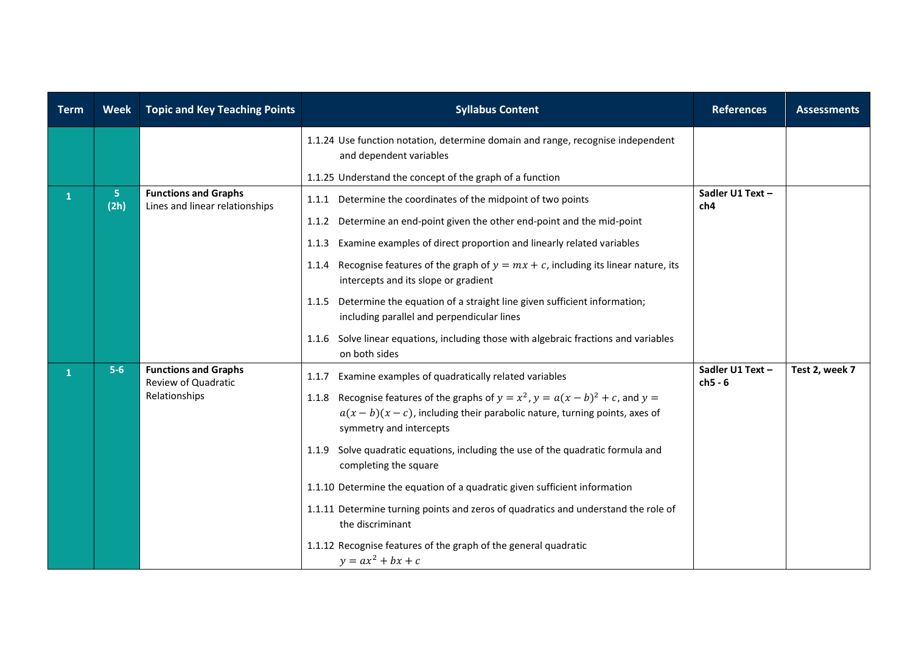| Term | Week | Topic and Key Teaching Points | Syllabus Content | References | Assessments |
|---|---|---|---|---|---|
| | | | 1.1.24 Use function notation, determine domain and range, recognise independent and dependent variables<br><br>1.1.25 Understand the concept of the graph of a function | | |
| 1 | 5 (2h) | **Functions and Graphs**<br>Lines and linear relationships | 1.1.1 Determine the coordinates of the midpoint of two points<br><br>1.1.2 Determine an end-point given the other end-point and the mid-point<br><br>1.1.3 Examine examples of direct proportion and linearly related variables<br><br>1.1.4 Recognise features of the graph of $y = mx + c$, including its linear nature, its intercepts and its slope or gradient<br><br>1.1.5 Determine the equation of a straight line given sufficient information; including parallel and perpendicular lines<br><br>1.1.6 Solve linear equations, including those with algebraic fractions and variables on both sides | **Sadler U1 Text – ch4** | |
| 1 | 5-6 | **Functions and Graphs**<br>Review of Quadratic Relationships | 1.1.7 Examine examples of quadratically related variables<br><br>1.1.8 Recognise features of the graphs of $y = x^2$, $y = a(x - b)^2 + c$, and $y = a(x - b)(x - c)$, including their parabolic nature, turning points, axes of symmetry and intercepts<br><br>1.1.9 Solve quadratic equations, including the use of the quadratic formula and completing the square<br><br>1.1.10 Determine the equation of a quadratic given sufficient information<br><br>1.1.11 Determine turning points and zeros of quadratics and understand the role of the discriminant<br><br>1.1.12 Recognise features of the graph of the general quadratic $y = ax^2 + bx + c$ | **Sadler U1 Text – ch5 - 6** | **Test 2, week 7** |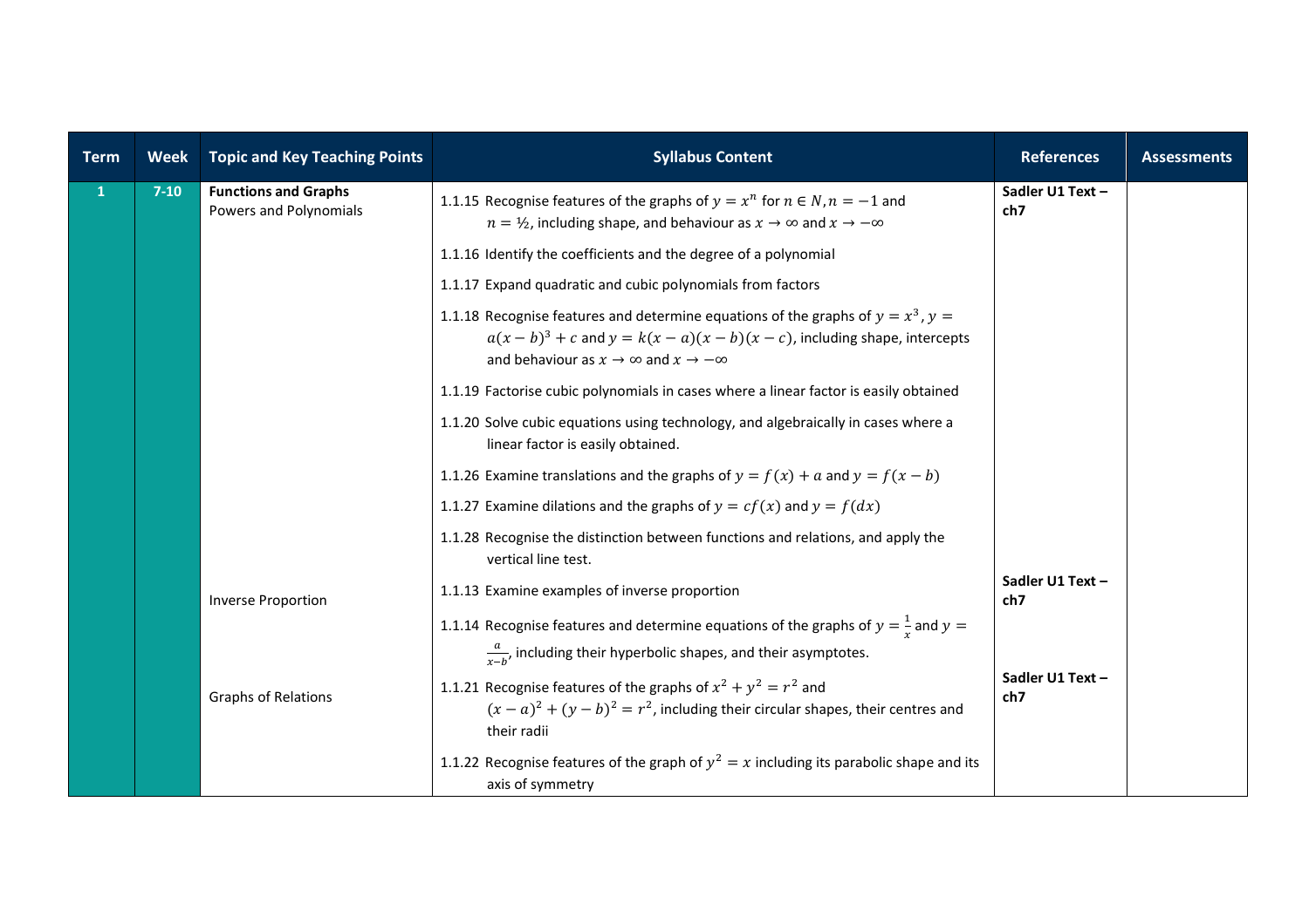| Term | Week | Topic and Key Teaching Points | Syllabus Content | References | Assessments |
|---|---|---|---|---|---|
| 1 | 7-10 | **Functions and Graphs** Powers and Polynomials | 1.1.15 Recognise features of the graphs of $y = x^n$ for $n \in N, n = -1$ and $n = ½$, including shape, and behaviour as $x \to \infty$ and $x \to -\infty$ | **Sadler U1 Text – ch7** | |
| | | | 1.1.16 Identify the coefficients and the degree of a polynomial | | |
| | | | 1.1.17 Expand quadratic and cubic polynomials from factors | | |
| | | | 1.1.18 Recognise features and determine equations of the graphs of $y = x^3$, $y = a(x-b)^3 + c$ and $y = k(x-a)(x-b)(x-c)$, including shape, intercepts and behaviour as $x \to \infty$ and $x \to -\infty$ | | |
| | | | 1.1.19 Factorise cubic polynomials in cases where a linear factor is easily obtained | | |
| | | | 1.1.20 Solve cubic equations using technology, and algebraically in cases where a linear factor is easily obtained. | | |
| | | | 1.1.26 Examine translations and the graphs of $y = f(x) + a$ and $y = f(x-b)$ | | |
| | | | 1.1.27 Examine dilations and the graphs of $y = cf(x)$ and $y = f(dx)$ | | |
| | | | 1.1.28 Recognise the distinction between functions and relations, and apply the vertical line test. | | |
| | | Inverse Proportion | 1.1.13 Examine examples of inverse proportion | **Sadler U1 Text – ch7** | |
| | | | 1.1.14 Recognise features and determine equations of the graphs of $y = \frac{1}{x}$ and $y = \frac{a}{x-b}$, including their hyperbolic shapes, and their asymptotes. | | |
| | | Graphs of Relations | 1.1.21 Recognise features of the graphs of $x^2 + y^2 = r^2$ and $(x-a)^2 + (y-b)^2 = r^2$, including their circular shapes, their centres and their radii | **Sadler U1 Text – ch7** | |
| | | | 1.1.22 Recognise features of the graph of $y^2 = x$ including its parabolic shape and its axis of symmetry | | |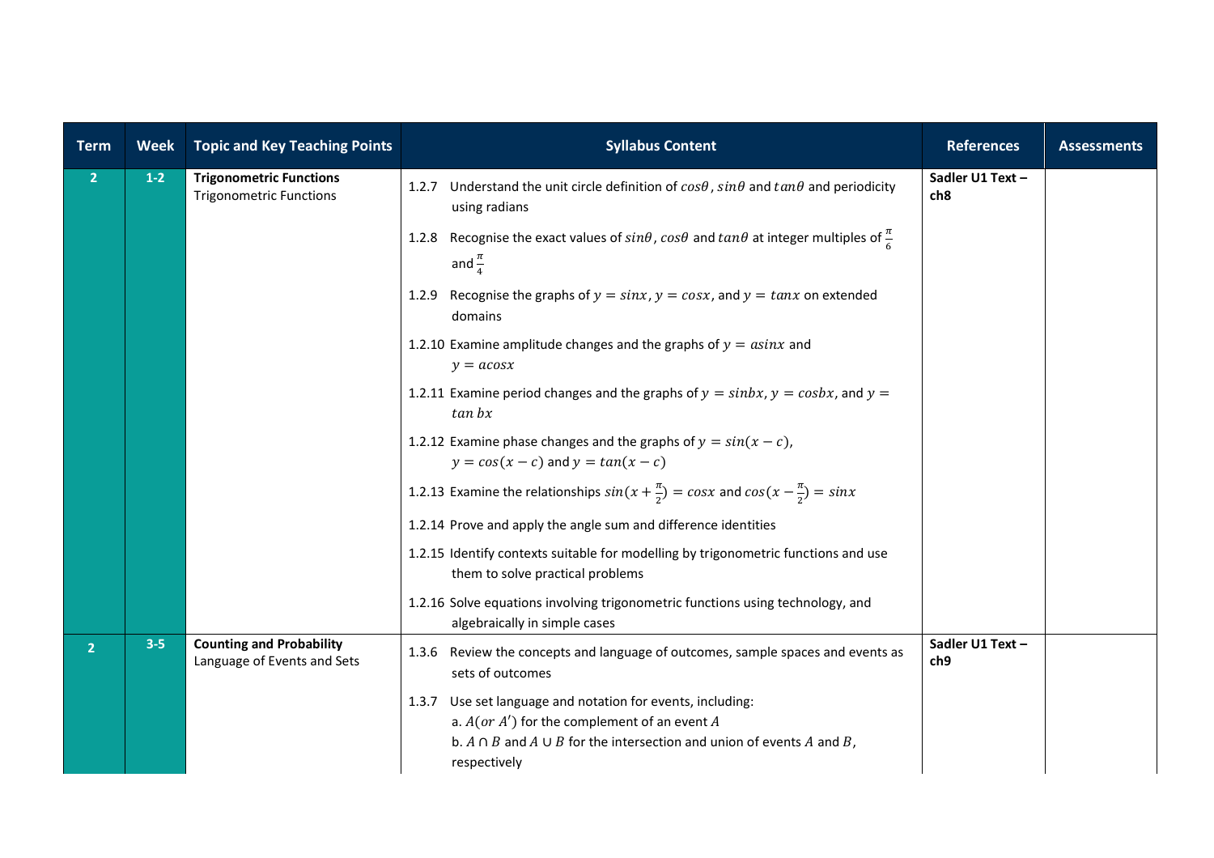| Term | Week | Topic and Key Teaching Points | Syllabus Content | References | Assessments |
|---|---|---|---|---|---|
| 2 | 1-2 | **Trigonometric Functions**<br>Trigonometric Functions | 1.2.7 Understand the unit circle definition of $cos\theta$, $sin\theta$ and $tan\theta$ and periodicity using radians<br><br>1.2.8 Recognise the exact values of $sin\theta$, $cos\theta$ and $tan\theta$ at integer multiples of $\frac{\pi}{6}$ and $\frac{\pi}{4}$<br><br>1.2.9 Recognise the graphs of $y = sinx$, $y = cosx$, and $y = tanx$ on extended domains<br><br>1.2.10 Examine amplitude changes and the graphs of $y = asinx$ and $y = acosx$<br><br>1.2.11 Examine period changes and the graphs of $y = sinbx$, $y = cosbx$, and $y = tan\,bx$<br><br>1.2.12 Examine phase changes and the graphs of $y = sin(x - c)$, $y = cos(x - c)$ and $y = tan(x - c)$<br><br>1.2.13 Examine the relationships $sin(x + \frac{\pi}{2}) = cosx$ and $cos(x - \frac{\pi}{2}) = sinx$<br><br>1.2.14 Prove and apply the angle sum and difference identities<br><br>1.2.15 Identify contexts suitable for modelling by trigonometric functions and use them to solve practical problems<br><br>1.2.16 Solve equations involving trigonometric functions using technology, and algebraically in simple cases | **Sadler U1 Text – ch8** | |
| 2 | 3-5 | **Counting and Probability**<br>Language of Events and Sets | 1.3.6 Review the concepts and language of outcomes, sample spaces and events as sets of outcomes<br><br>1.3.7 Use set language and notation for events, including:<br>a. $\bar{A}$ (or $A'$) for the complement of an event $A$<br>b. $A \cap B$ and $A \cup B$ for the intersection and union of events $A$ and $B$, respectively | **Sadler U1 Text – ch9** | |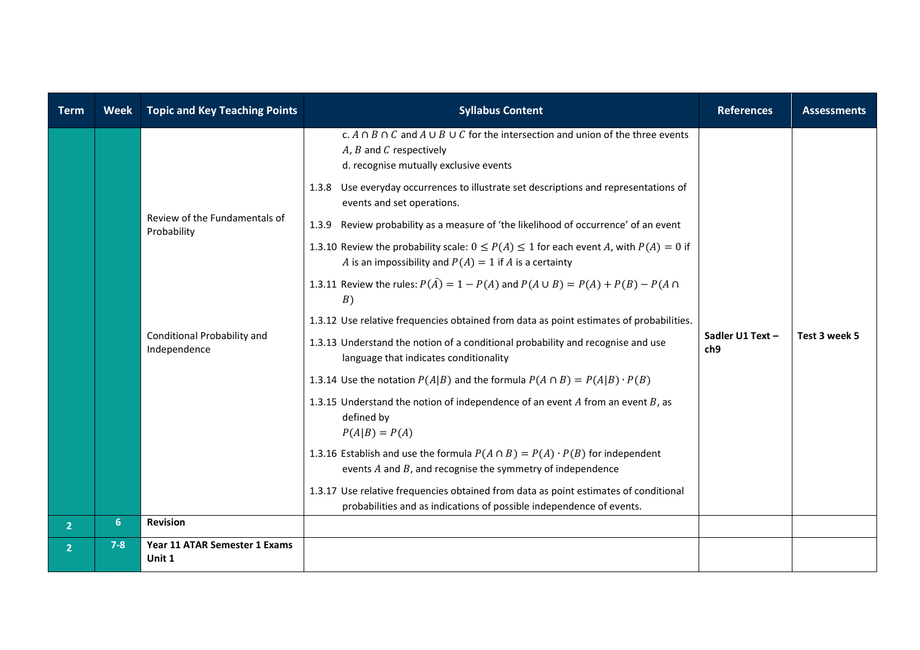| Term | Week | Topic and Key Teaching Points | Syllabus Content | References | Assessments |
|---|---|---|---|---|---|
| | | Review of the Fundamentals of Probability<br><br>Conditional Probability and Independence | c. $A \cap B \cap C$ and $A \cup B \cup C$ for the intersection and union of the three events $A$, $B$ and $C$ respectively<br>d. recognise mutually exclusive events<br><br>1.3.8 Use everyday occurrences to illustrate set descriptions and representations of events and set operations.<br><br>1.3.9 Review probability as a measure of 'the likelihood of occurrence' of an event<br><br>1.3.10 Review the probability scale: $0 \leq P(A) \leq 1$ for each event $A$, with $P(A) = 0$ if $A$ is an impossibility and $P(A) = 1$ if $A$ is a certainty<br><br>1.3.11 Review the rules: $P(\bar{A}) = 1 - P(A)$ and $P(A \cup B) = P(A) + P(B) - P(A \cap B)$<br><br>1.3.12 Use relative frequencies obtained from data as point estimates of probabilities.<br><br>1.3.13 Understand the notion of a conditional probability and recognise and use language that indicates conditionality<br><br>1.3.14 Use the notation $P(A\|B)$ and the formula $P(A \cap B) = P(A\|B) \cdot P(B)$<br><br>1.3.15 Understand the notion of independence of an event $A$ from an event $B$, as defined by $P(A\|B) = P(A)$<br><br>1.3.16 Establish and use the formula $P(A \cap B) = P(A) \cdot P(B)$ for independent events $A$ and $B$, and recognise the symmetry of independence<br><br>1.3.17 Use relative frequencies obtained from data as point estimates of conditional probabilities and as indications of possible independence of events. | **Sadler U1 Text – ch9** | **Test 3 week 5** |
| 2 | 6 | **Revision** | | | |
| 2 | 7-8 | **Year 11 ATAR Semester 1 Exams Unit 1** | | | |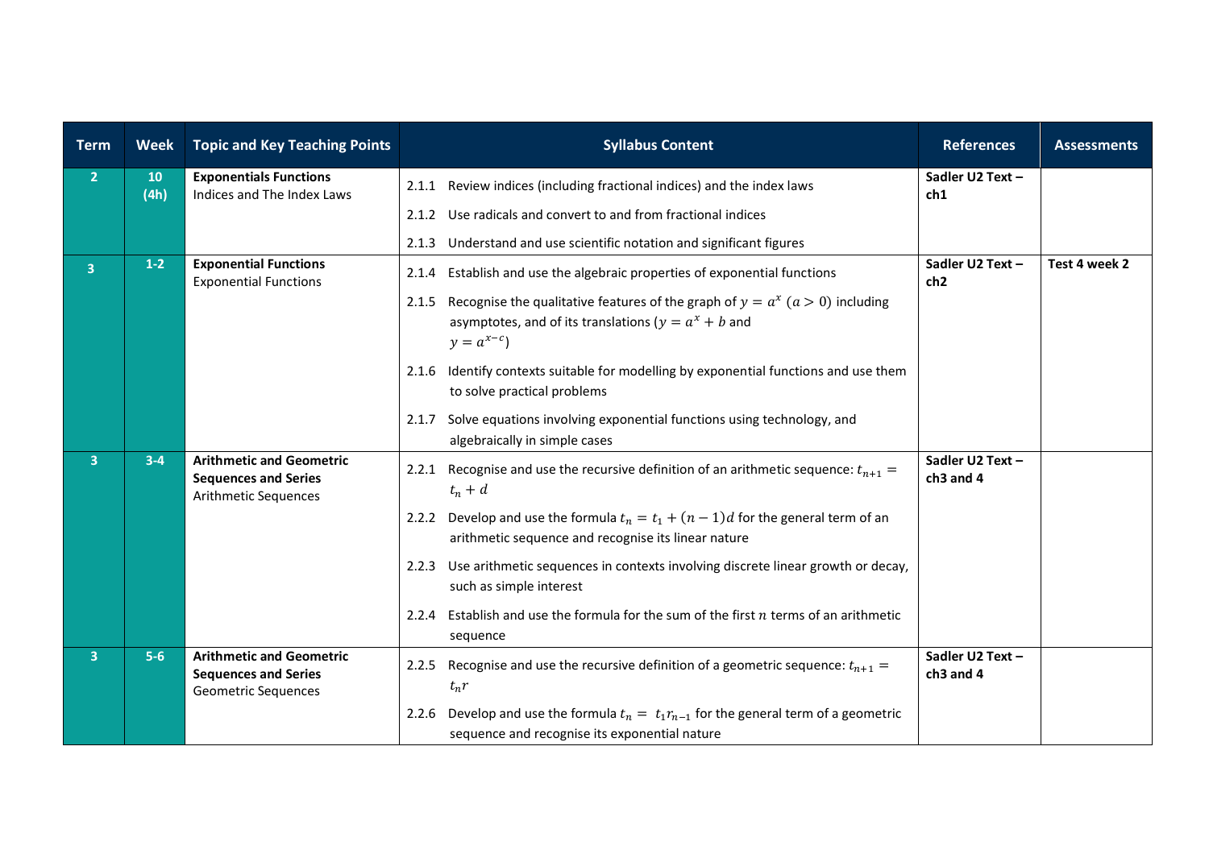| Term | Week | Topic and Key Teaching Points | Syllabus Content | References | Assessments |
|---|---|---|---|---|---|
| 2 | 10 (4h) | **Exponentials Functions**<br>Indices and The Index Laws | 2.1.1 Review indices (including fractional indices) and the index laws<br>2.1.2 Use radicals and convert to and from fractional indices<br>2.1.3 Understand and use scientific notation and significant figures | **Sadler U2 Text – ch1** | |
| 3 | 1-2 | **Exponential Functions**<br>Exponential Functions | 2.1.4 Establish and use the algebraic properties of exponential functions<br>2.1.5 Recognise the qualitative features of the graph of $y = a^x$ $(a > 0)$ including asymptotes, and of its translations ($y = a^x + b$ and $y = a^{x-c}$)<br>2.1.6 Identify contexts suitable for modelling by exponential functions and use them to solve practical problems<br>2.1.7 Solve equations involving exponential functions using technology, and algebraically in simple cases | **Sadler U2 Text – ch2** | **Test 4 week 2** |
| 3 | 3-4 | **Arithmetic and Geometric Sequences and Series**<br>Arithmetic Sequences | 2.2.1 Recognise and use the recursive definition of an arithmetic sequence: $t_{n+1} = t_n + d$<br>2.2.2 Develop and use the formula $t_n = t_1 + (n-1)d$ for the general term of an arithmetic sequence and recognise its linear nature<br>2.2.3 Use arithmetic sequences in contexts involving discrete linear growth or decay, such as simple interest<br>2.2.4 Establish and use the formula for the sum of the first $n$ terms of an arithmetic sequence | **Sadler U2 Text – ch3 and 4** | |
| 3 | 5-6 | **Arithmetic and Geometric Sequences and Series**<br>Geometric Sequences | 2.2.5 Recognise and use the recursive definition of a geometric sequence: $t_{n+1} = t_n r$<br>2.2.6 Develop and use the formula $t_n = t_1 r_{n-1}$ for the general term of a geometric sequence and recognise its exponential nature | **Sadler U2 Text – ch3 and 4** | |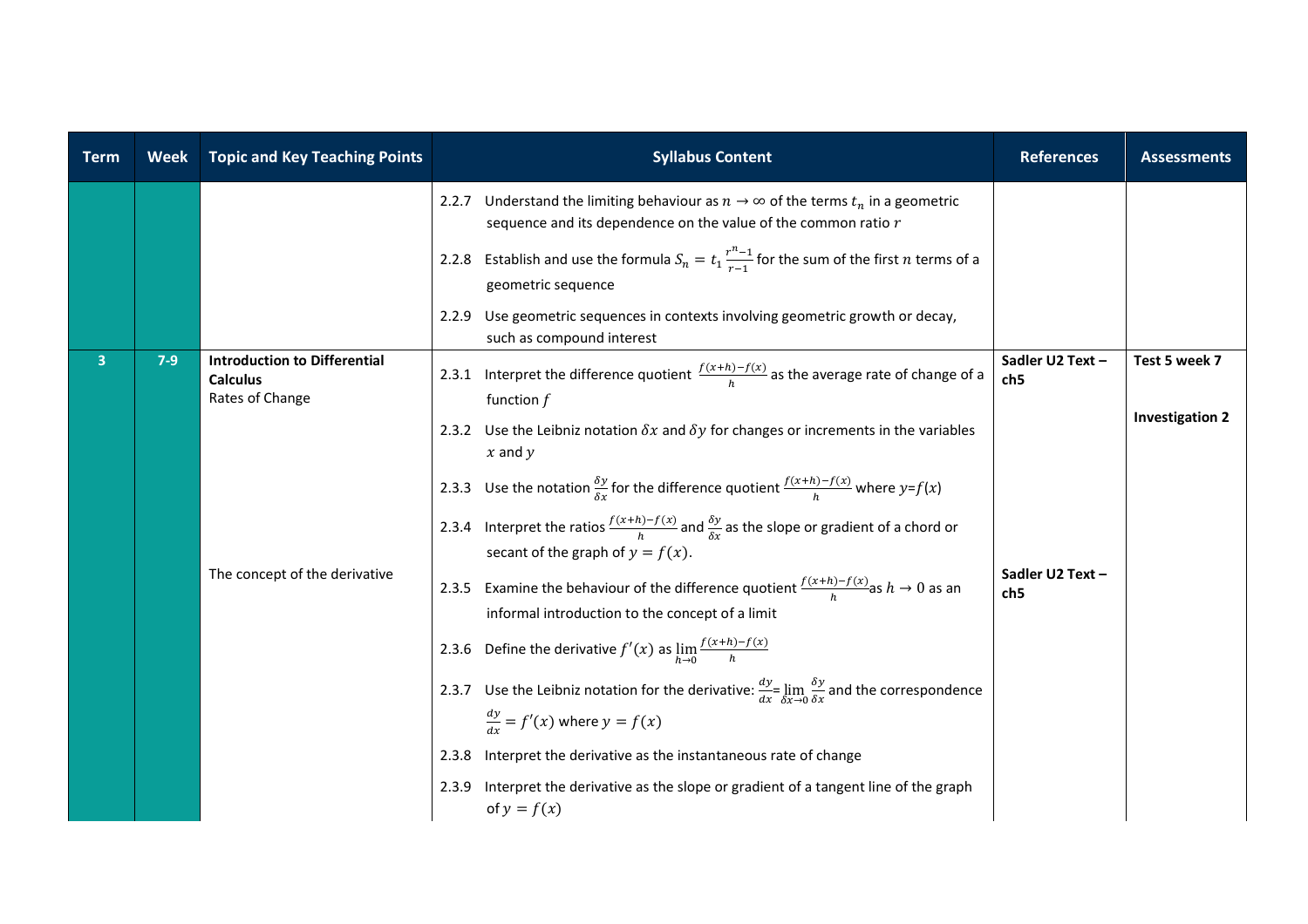| Term | Week | Topic and Key Teaching Points | Syllabus Content | References | Assessments |
|---|---|---|---|---|---|
| | | | 2.2.7 Understand the limiting behaviour as $n \to \infty$ of the terms $t_n$ in a geometric sequence and its dependence on the value of the common ratio $r$ | | |
| | | | 2.2.8 Establish and use the formula $S_n = t_1 \frac{r^n - 1}{r - 1}$ for the sum of the first $n$ terms of a geometric sequence | | |
| | | | 2.2.9 Use geometric sequences in contexts involving geometric growth or decay, such as compound interest | | |
| 3 | 7-9 | **Introduction to Differential Calculus**<br>Rates of Change | 2.3.1 Interpret the difference quotient $\frac{f(x+h)-f(x)}{h}$ as the average rate of change of a function $f$ | **Sadler U2 Text – ch5** | **Test 5 week 7**<br><br>**Investigation 2** |
| | | | 2.3.2 Use the Leibniz notation $\delta x$ and $\delta y$ for changes or increments in the variables $x$ and $y$ | | |
| | | | 2.3.3 Use the notation $\frac{\delta y}{\delta x}$ for the difference quotient $\frac{f(x+h)-f(x)}{h}$ where $y=f(x)$ | | |
| | | | 2.3.4 Interpret the ratios $\frac{f(x+h)-f(x)}{h}$ and $\frac{\delta y}{\delta x}$ as the slope or gradient of a chord or secant of the graph of $y = f(x)$. | | |
| | | The concept of the derivative | 2.3.5 Examine the behaviour of the difference quotient $\frac{f(x+h)-f(x)}{h}$ as $h \to 0$ as an informal introduction to the concept of a limit | **Sadler U2 Text – ch5** | |
| | | | 2.3.6 Define the derivative $f'(x)$ as $\lim_{h \to 0} \frac{f(x+h)-f(x)}{h}$ | | |
| | | | 2.3.7 Use the Leibniz notation for the derivative: $\frac{dy}{dx} = \lim_{\delta x \to 0} \frac{\delta y}{\delta x}$ and the correspondence $\frac{dy}{dx} = f'(x)$ where $y = f(x)$ | | |
| | | | 2.3.8 Interpret the derivative as the instantaneous rate of change | | |
| | | | 2.3.9 Interpret the derivative as the slope or gradient of a tangent line of the graph of $y = f(x)$ | | |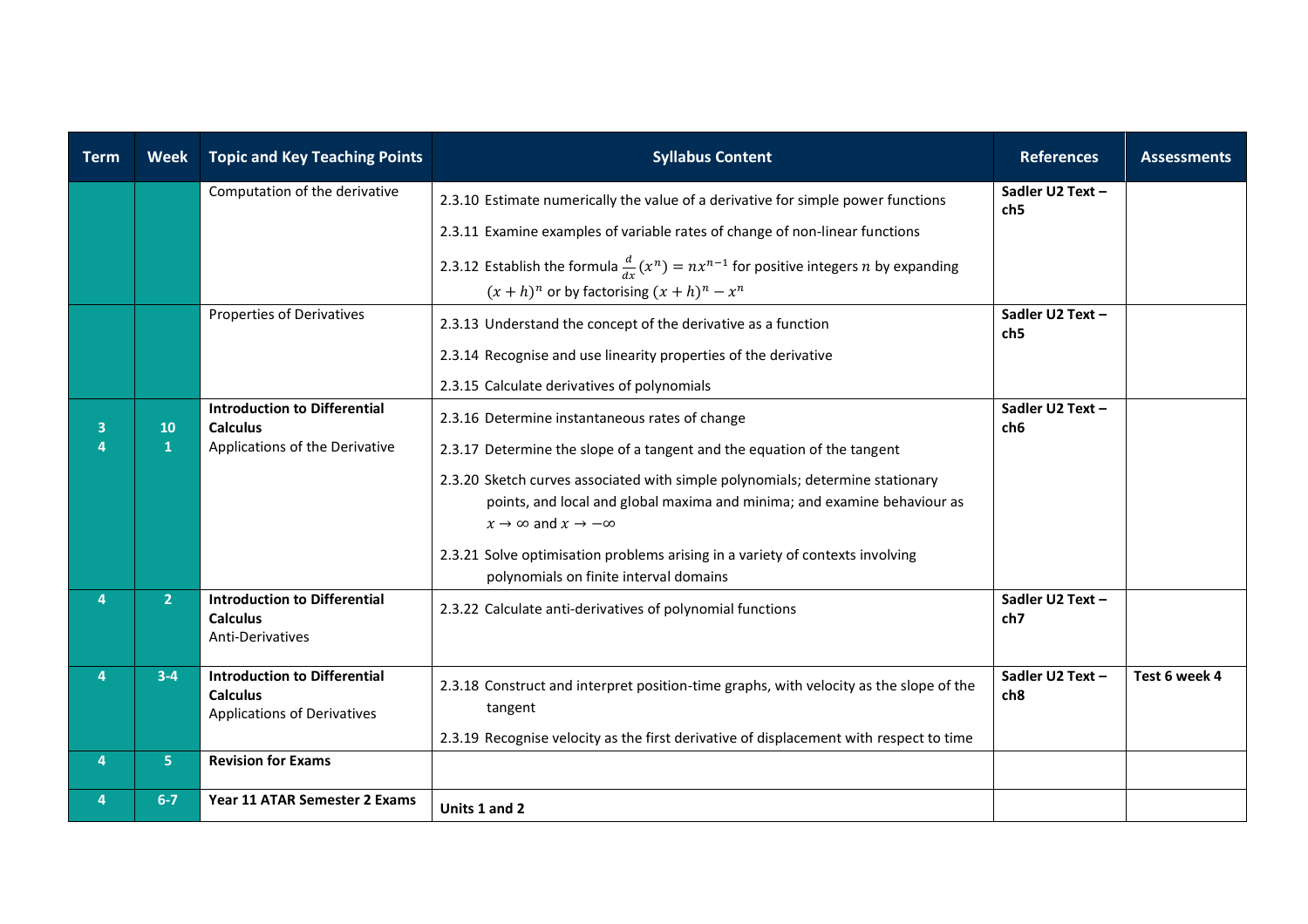| Term | Week | Topic and Key Teaching Points | Syllabus Content | References | Assessments |
|---|---|---|---|---|---|
| | | Computation of the derivative | 2.3.10 Estimate numerically the value of a derivative for simple power functions<br>2.3.11 Examine examples of variable rates of change of non-linear functions<br>2.3.12 Establish the formula $\frac{d}{dx}(x^n) = nx^{n-1}$ for positive integers $n$ by expanding $(x+h)^n$ or by factorising $(x+h)^n - x^n$ | **Sadler U2 Text – ch5** | |
| | | Properties of Derivatives | 2.3.13 Understand the concept of the derivative as a function<br>2.3.14 Recognise and use linearity properties of the derivative<br>2.3.15 Calculate derivatives of polynomials | **Sadler U2 Text – ch5** | |
| 3<br>4 | 10<br>1 | **Introduction to Differential Calculus**<br>Applications of the Derivative | 2.3.16 Determine instantaneous rates of change<br>2.3.17 Determine the slope of a tangent and the equation of the tangent<br>2.3.20 Sketch curves associated with simple polynomials; determine stationary points, and local and global maxima and minima; and examine behaviour as $x \to \infty$ and $x \to -\infty$<br>2.3.21 Solve optimisation problems arising in a variety of contexts involving polynomials on finite interval domains | **Sadler U2 Text – ch6** | |
| 4 | 2 | **Introduction to Differential Calculus**<br>Anti-Derivatives | 2.3.22 Calculate anti-derivatives of polynomial functions | **Sadler U2 Text – ch7** | |
| 4 | 3-4 | **Introduction to Differential Calculus**<br>Applications of Derivatives | 2.3.18 Construct and interpret position-time graphs, with velocity as the slope of the tangent<br>2.3.19 Recognise velocity as the first derivative of displacement with respect to time | **Sadler U2 Text – ch8** | **Test 6 week 4** |
| 4 | 5 | **Revision for Exams** | | | |
| 4 | 6-7 | **Year 11 ATAR Semester 2 Exams** | **Units 1 and 2** | | |